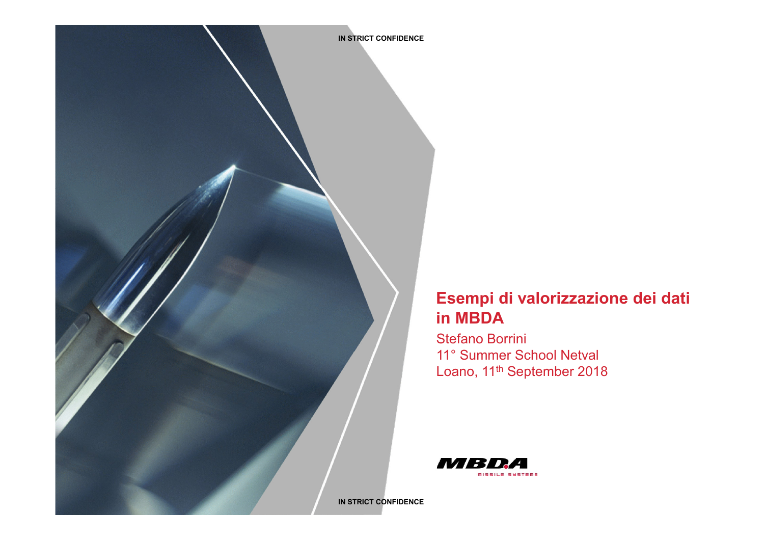IN STRICT CONFIDENCE

# Esempi di valorizzazione dei dati in MBDA

Stefano Borrini

11° Summer School Netval

Loano, 11th September 2018

MBDA MISSILE SYSTEMS

IN STRICT CONFIDENCE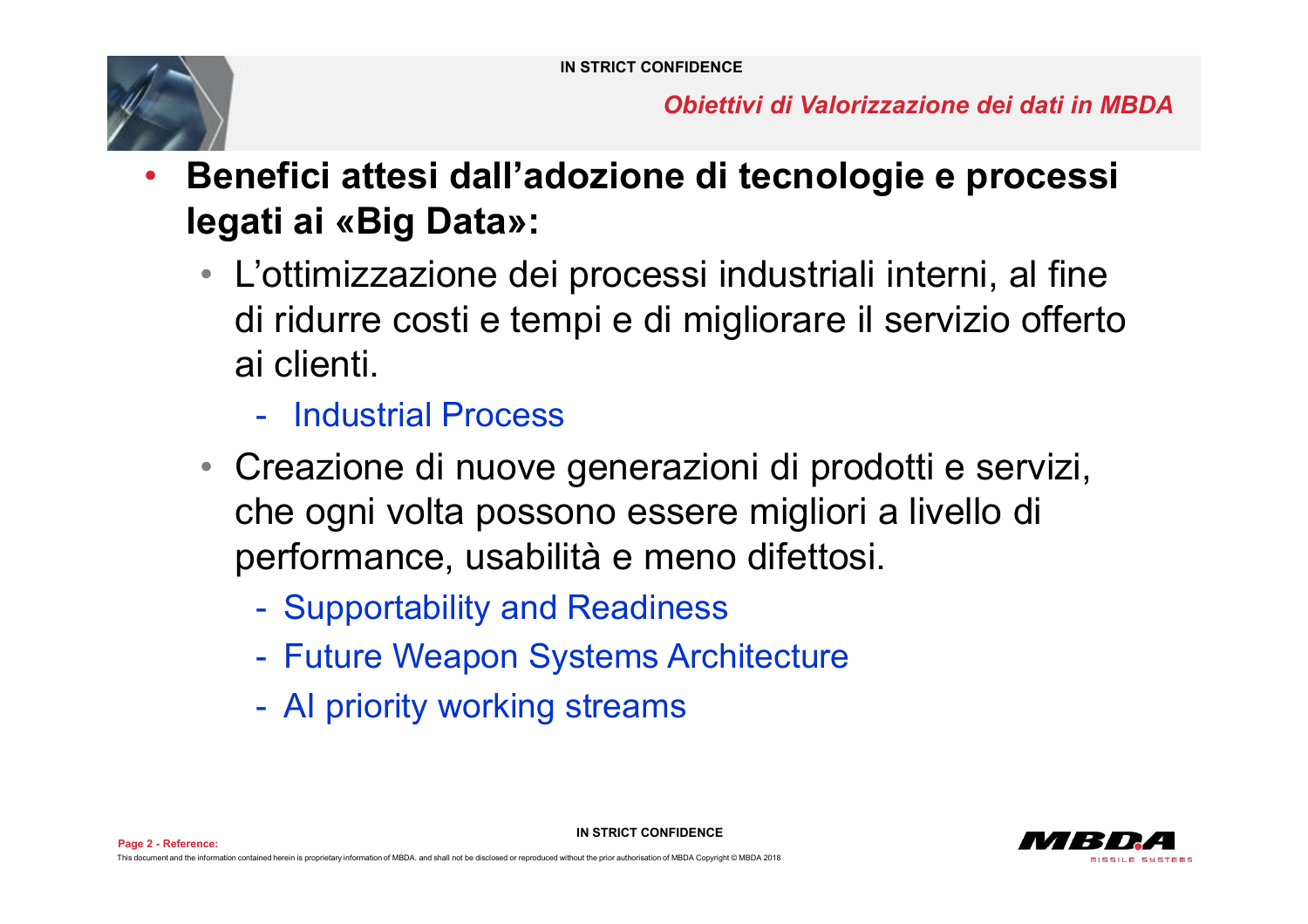## Obiettivi di Valorizzazione dei dati in MBDA

- **Benefici attesi dall'adozione di tecnologie e processi legati ai «Big Data»:**
  - L'ottimizzazione dei processi industriali interni, al fine di ridurre costi e tempi e di migliorare il servizio offerto ai clienti.
    - Industrial Process
  - Creazione di nuove generazioni di prodotti e servizi, che ogni volta possono essere migliori a livello di performance, usabilità e meno difettosi.
    - Supportability and Readiness
    - Future Weapon Systems Architecture
    - AI priority working streams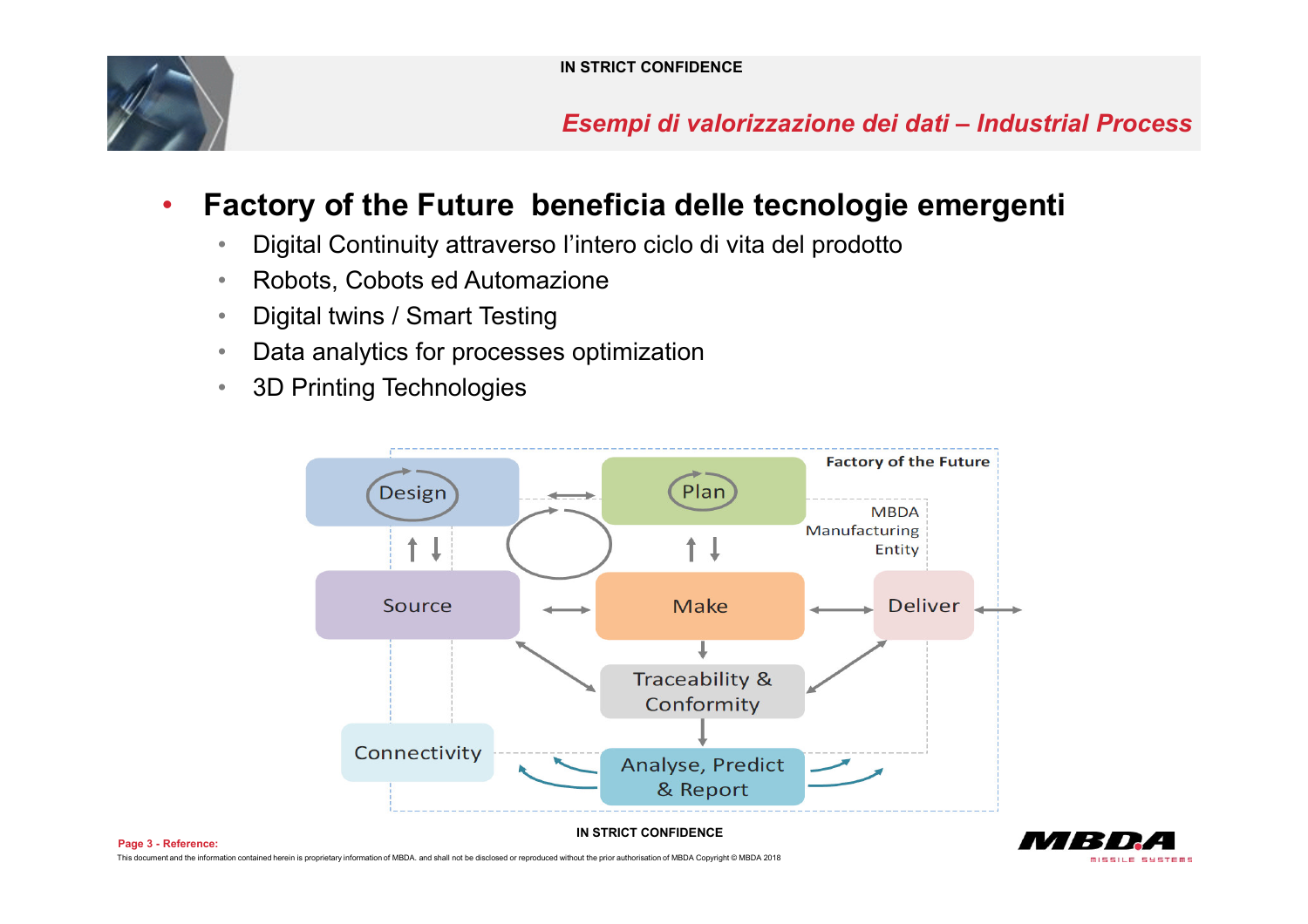## Esempi di valorizzazione dei dati – Industrial Process

- **Factory of the Future beneficia delle tecnologie emergenti**
  - Digital Continuity attraverso l'intero ciclo di vita del prodotto
  - Robots, Cobots ed Automazione
  - Digital twins / Smart Testing
  - Data analytics for processes optimization
  - 3D Printing Technologies

Factory of the Future

MBDA Manufacturing Entity

Design | Plan | Source | Make | Deliver | Traceability & Conformity | Connectivity | Analyse, Predict & Report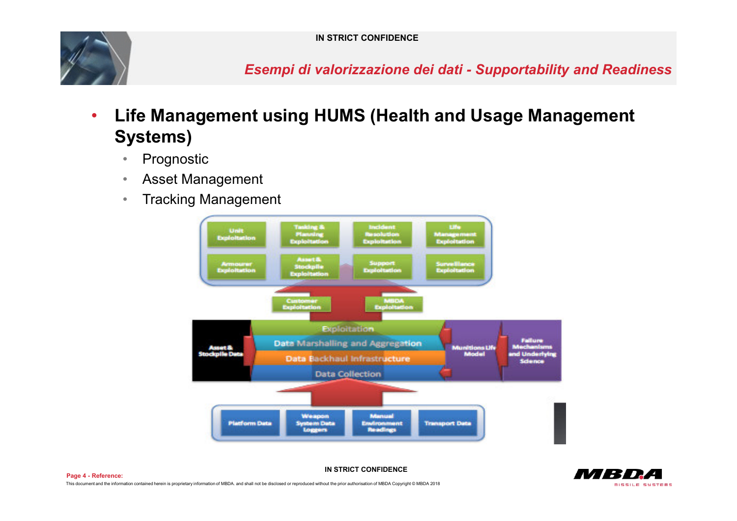## Esempi di valorizzazione dei dati - Supportability and Readiness

- **Life Management using HUMS (Health and Usage Management Systems)**
  - Prognostic
  - Asset Management
  - Tracking Management

Unit Exploitation | Tasking & Planning Exploitation | Incident Resolution Exploitation | Life Management Exploitation

Armourer Exploitation | Asset & Stockpile Exploitation | Support Exploitation | Surveillance Exploitation

Customer Exploitation | MBDA Exploitation

Asset & Stockpile Data

Exploitation

Data Marshalling and Aggregation

Data Backhaul Infrastructure

Data Collection

Munitions Life Model

Failure Mechanisms and Underlying Science

Platform Data | Weapon System Data Loggers | Manual Environment Readings | Transport Data

Page 4 - Reference:

This document and the information contained herein is proprietary information of MBDA. and shall not be disclosed or reproduced without the prior authorisation of MBDA Copyright © MBDA 2018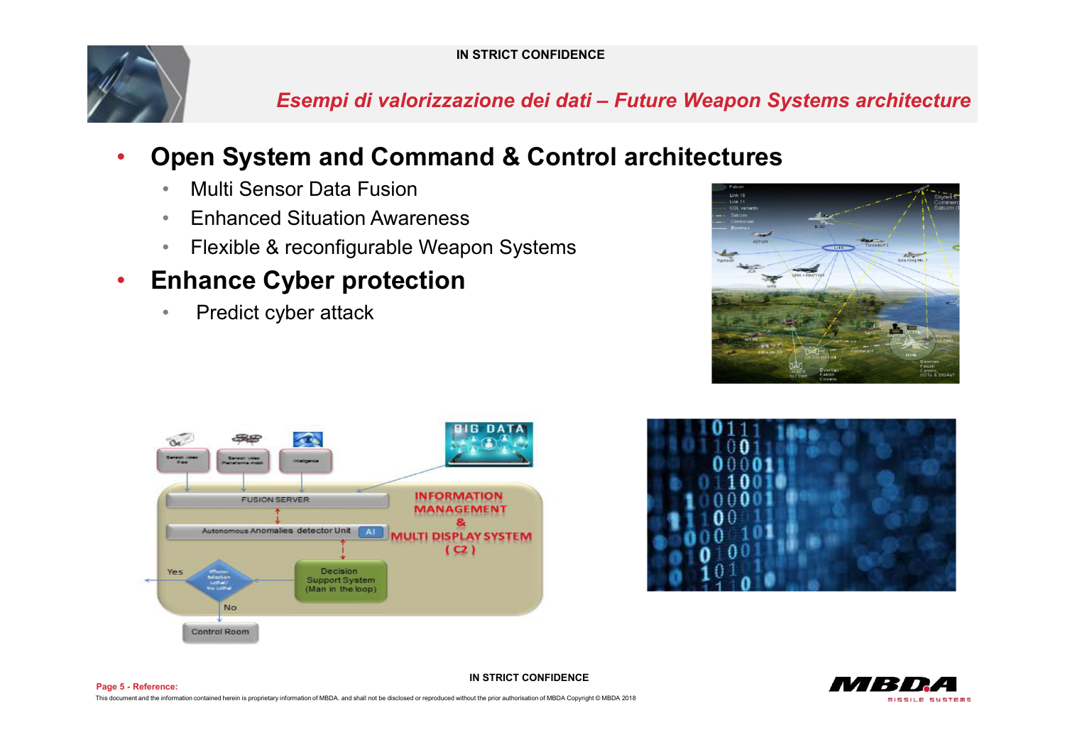## Esempi di valorizzazione dei dati – Future Weapon Systems architecture

- **Open System and Command & Control architectures**
  - Multi Sensor Data Fusion
  - Enhanced Situation Awareness
  - Flexible & reconfigurable Weapon Systems
- **Enhance Cyber protection**
  - Predict cyber attack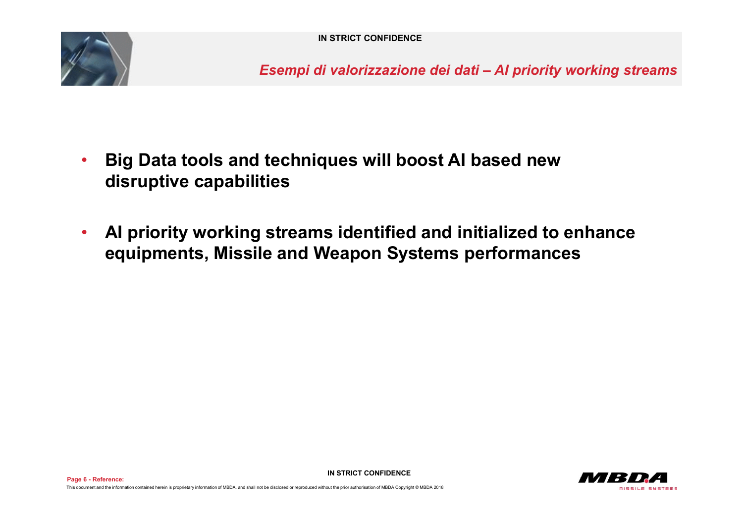## *Esempi di valorizzazione dei dati – AI priority working streams*

- **Big Data tools and techniques will boost AI based new disruptive capabilities**

- **AI priority working streams identified and initialized to enhance equipments, Missile and Weapon Systems performances**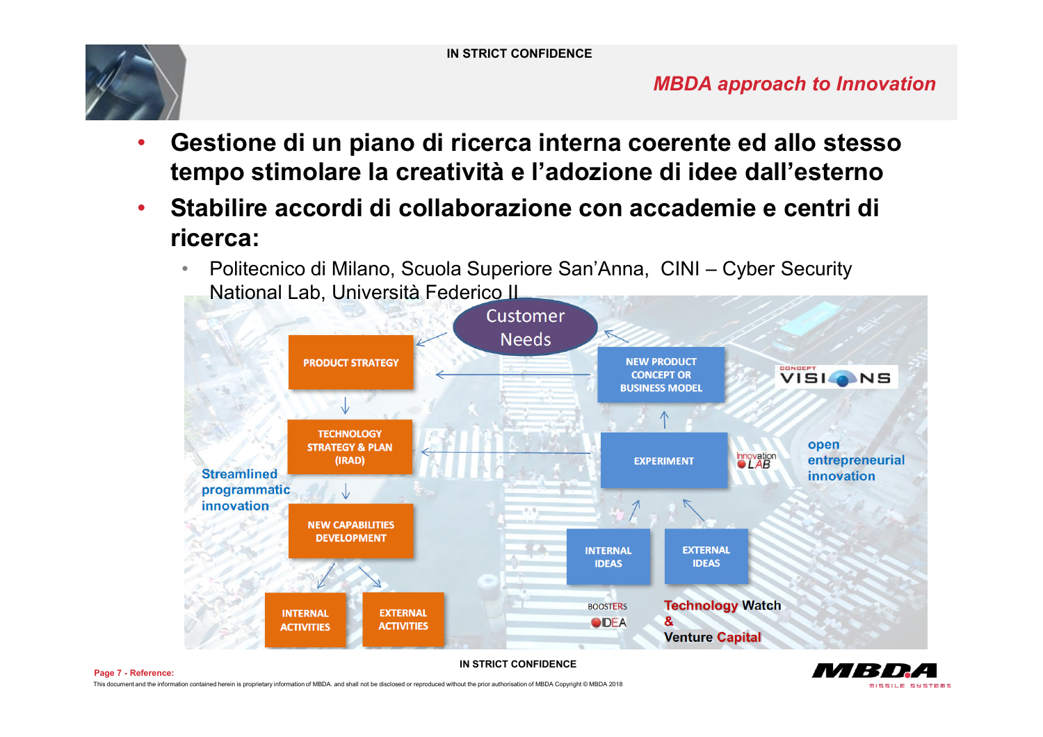## MBDA approach to Innovation

- **Gestione di un piano di ricerca interna coerente ed allo stesso tempo stimolare la creatività e l'adozione di idee dall'esterno**
- **Stabilire accordi di collaborazione con accademie e centri di ricerca:**
  - Politecnico di Milano, Scuola Superiore San'Anna, CINI – Cyber Security National Lab, Università Federico II

Customer Needs

PRODUCT STRATEGY

TECHNOLOGY STRATEGY & PLAN (IRAD)

NEW CAPABILITIES DEVELOPMENT

INTERNAL ACTIVITIES

EXTERNAL ACTIVITIES

Streamlined programmatic innovation

NEW PRODUCT CONCEPT OR BUSINESS MODEL

CONCEPT VISIONS

EXPERIMENT

Innovation LAB

open entrepreneurial innovation

INTERNAL IDEAS

EXTERNAL IDEAS

BOOSTERS IDEA

Technology Watch & Venture Capital

Page 7 - Reference:

This document and the information contained herein is proprietary information of MBDA. and shall not be disclosed or reproduced without the prior authorisation of MBDA Copyright © MBDA 2018